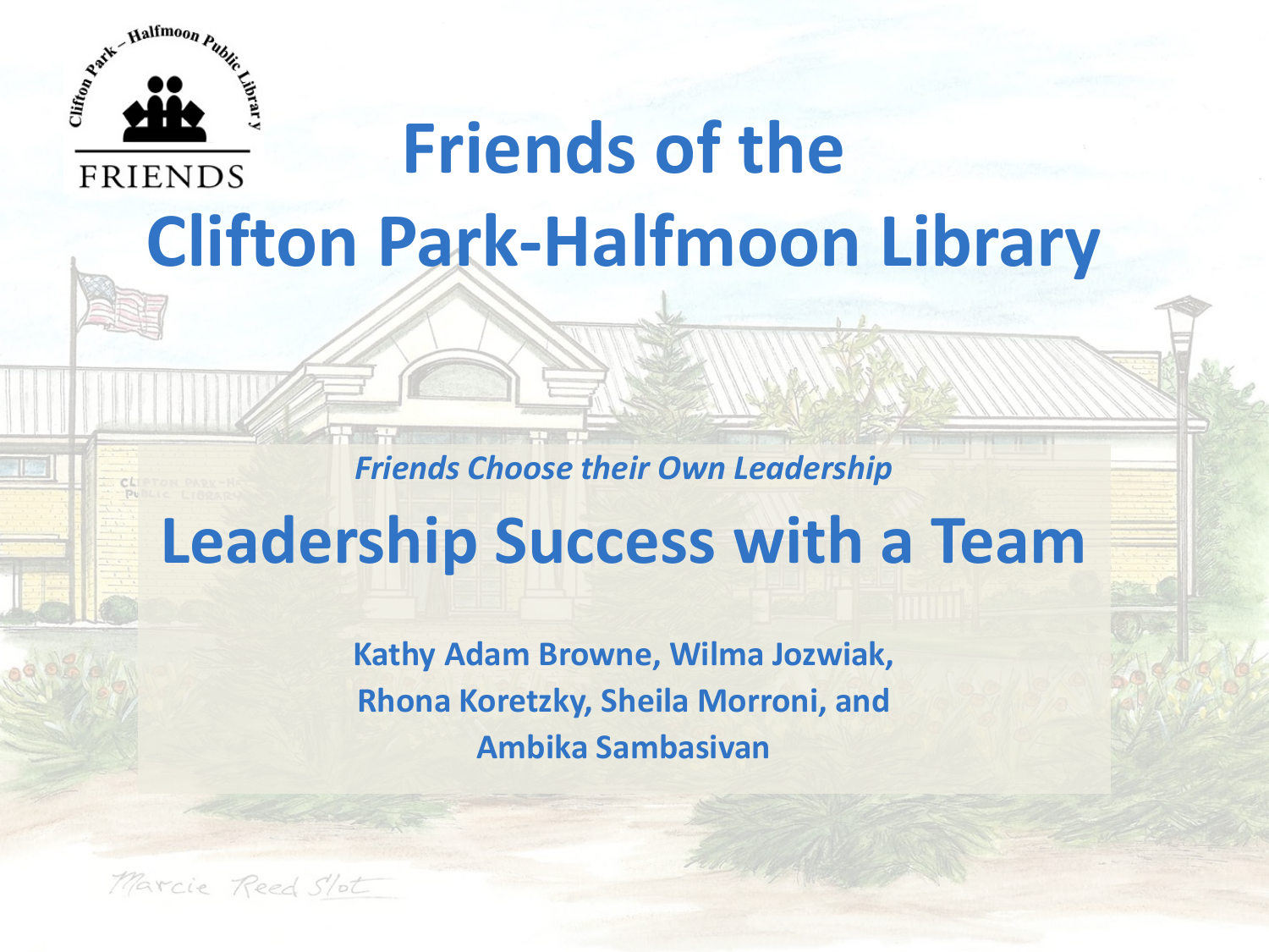# Friends of the Clifton Park-Halfmoon Library

*Friends Choose their Own Leadership*

## Leadership Success with a Team

**Kathy Adam Browne, Wilma Jozwiak, Rhona Koretzky, Sheila Morroni, and Ambika Sambasivan**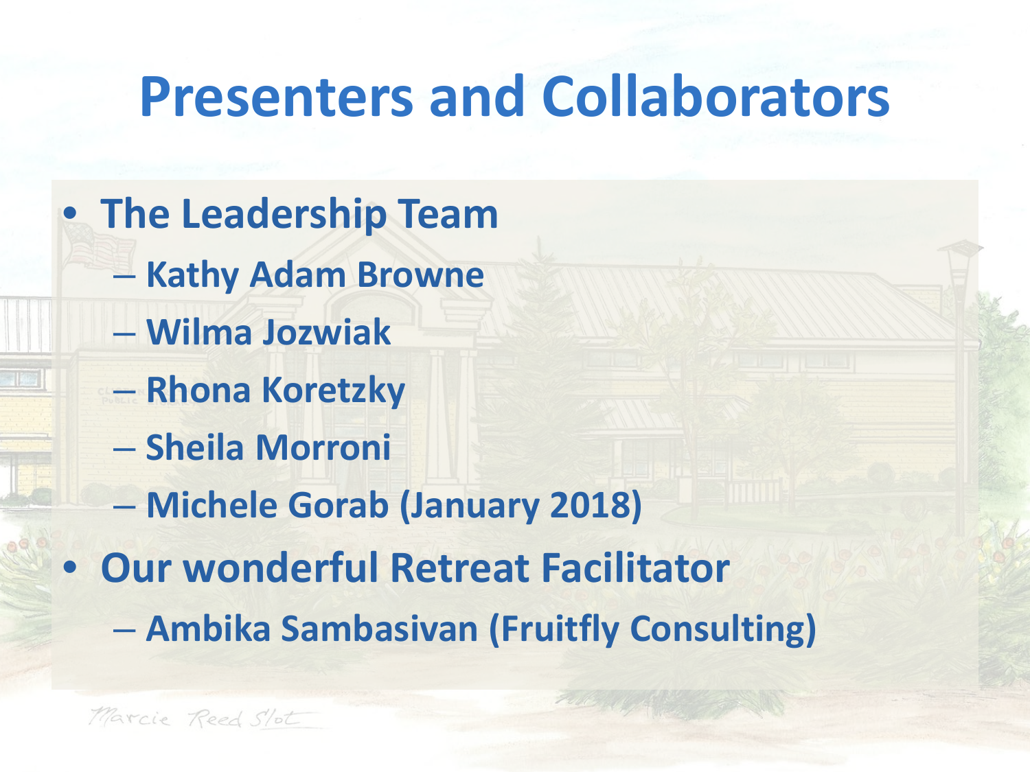# Presenters and Collaborators

- **The Leadership Team**
  - **Kathy Adam Browne**
  - **Wilma Jozwiak**
  - **Rhona Koretzky**
  - **Sheila Morroni**
  - **Michele Gorab (January 2018)**
- **Our wonderful Retreat Facilitator**
  - **Ambika Sambasivan (Fruitfly Consulting)**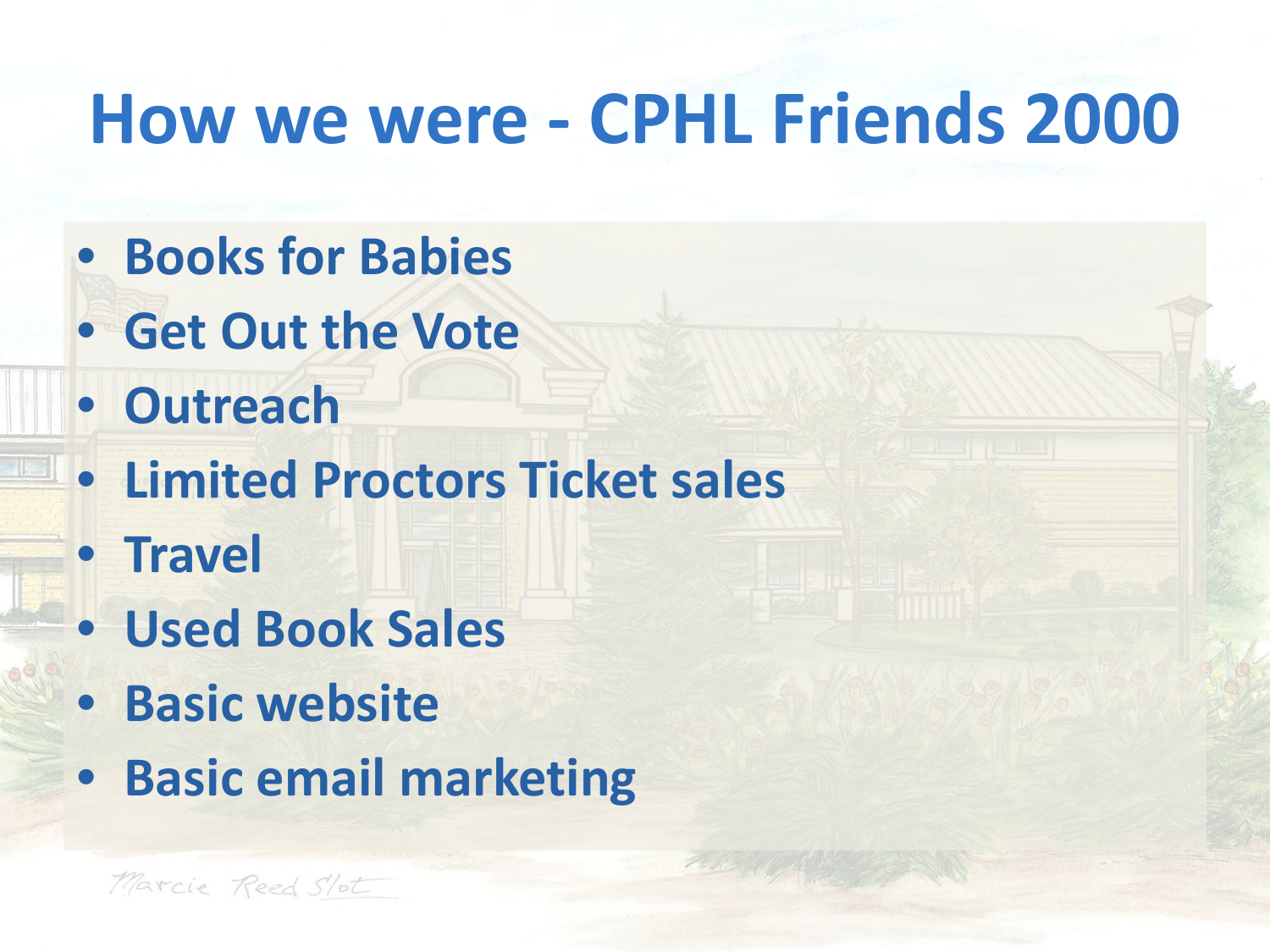# How we were - CPHL Friends 2000

- Books for Babies
- Get Out the Vote
- Outreach
- Limited Proctors Ticket sales
- Travel
- Used Book Sales
- Basic website
- Basic email marketing

Marcie Reed Slot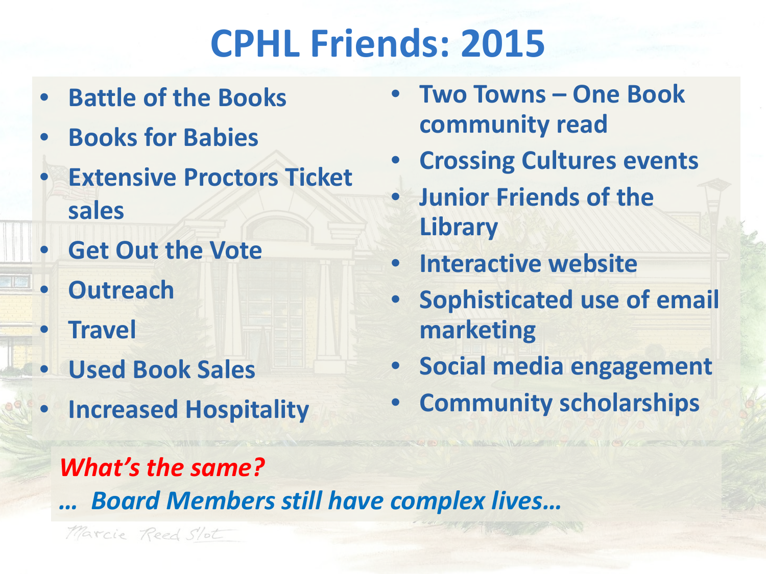# CPHL Friends: 2015

- **Battle of the Books**
- **Books for Babies**
- **Extensive Proctors Ticket sales**
- **Get Out the Vote**
- **Outreach**
- **Travel**
- **Used Book Sales**
- **Increased Hospitality**
- **Two Towns – One Book community read**
- **Crossing Cultures events**
- **Junior Friends of the Library**
- **Interactive website**
- **Sophisticated use of email marketing**
- **Social media engagement**
- **Community scholarships**

***What's the same?***

***… Board Members still have complex lives…***

Marcie Reed Slot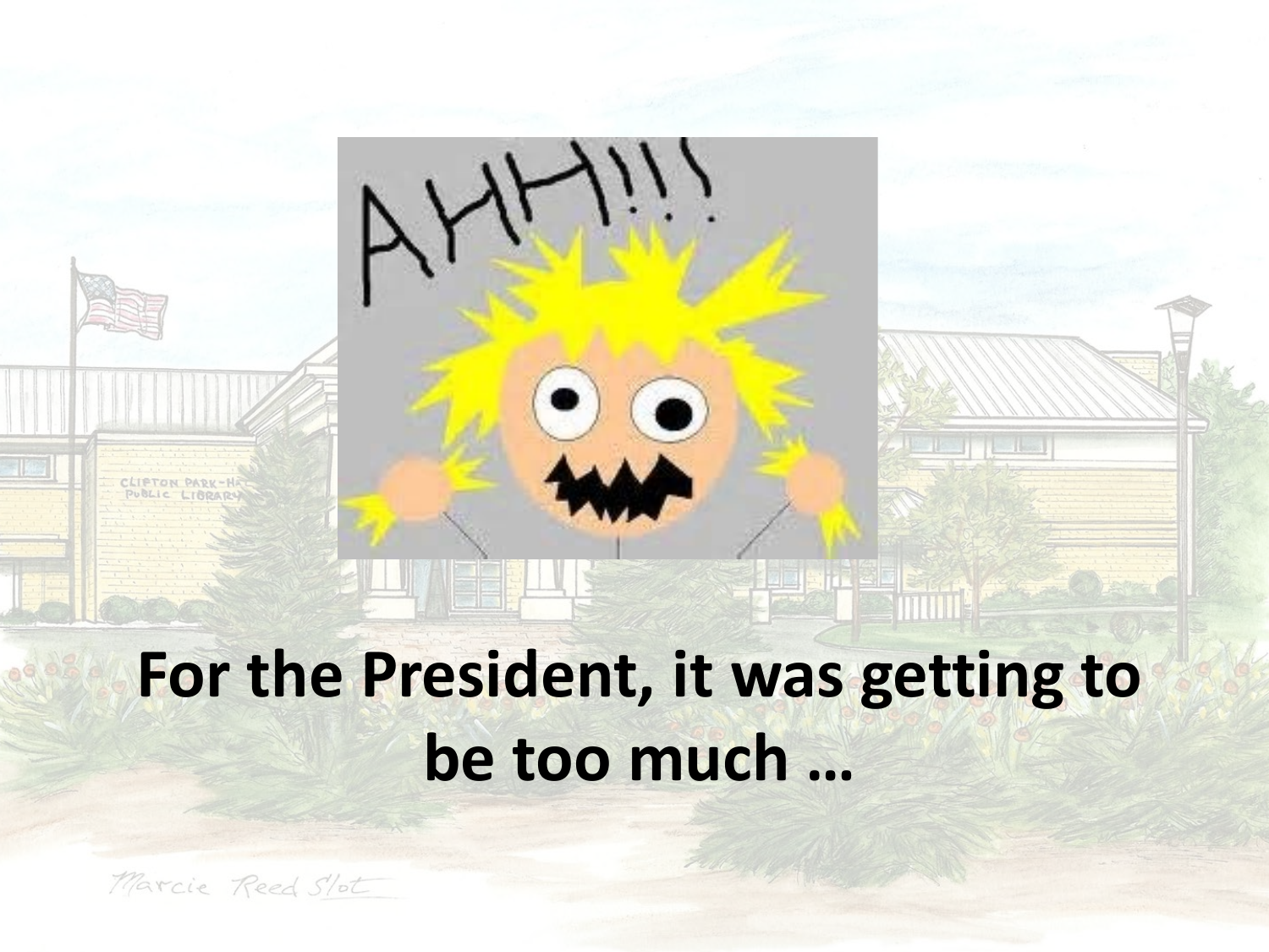**For the President, it was getting to be too much …**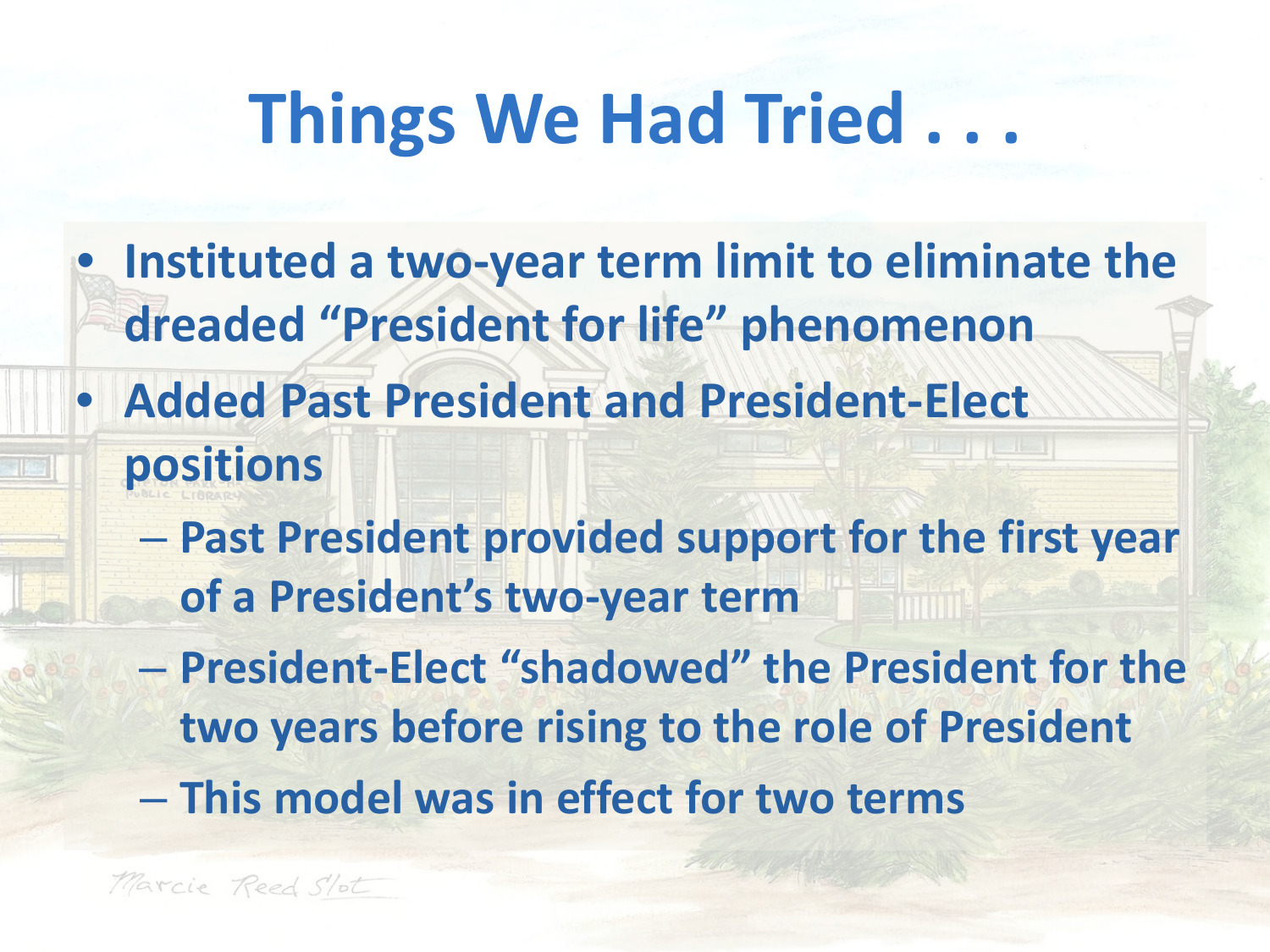# Things We Had Tried . . .

- Instituted a two-year term limit to eliminate the dreaded "President for life" phenomenon
- Added Past President and President-Elect positions
  - Past President provided support for the first year of a President's two-year term
  - President-Elect "shadowed" the President for the two years before rising to the role of President
  - This model was in effect for two terms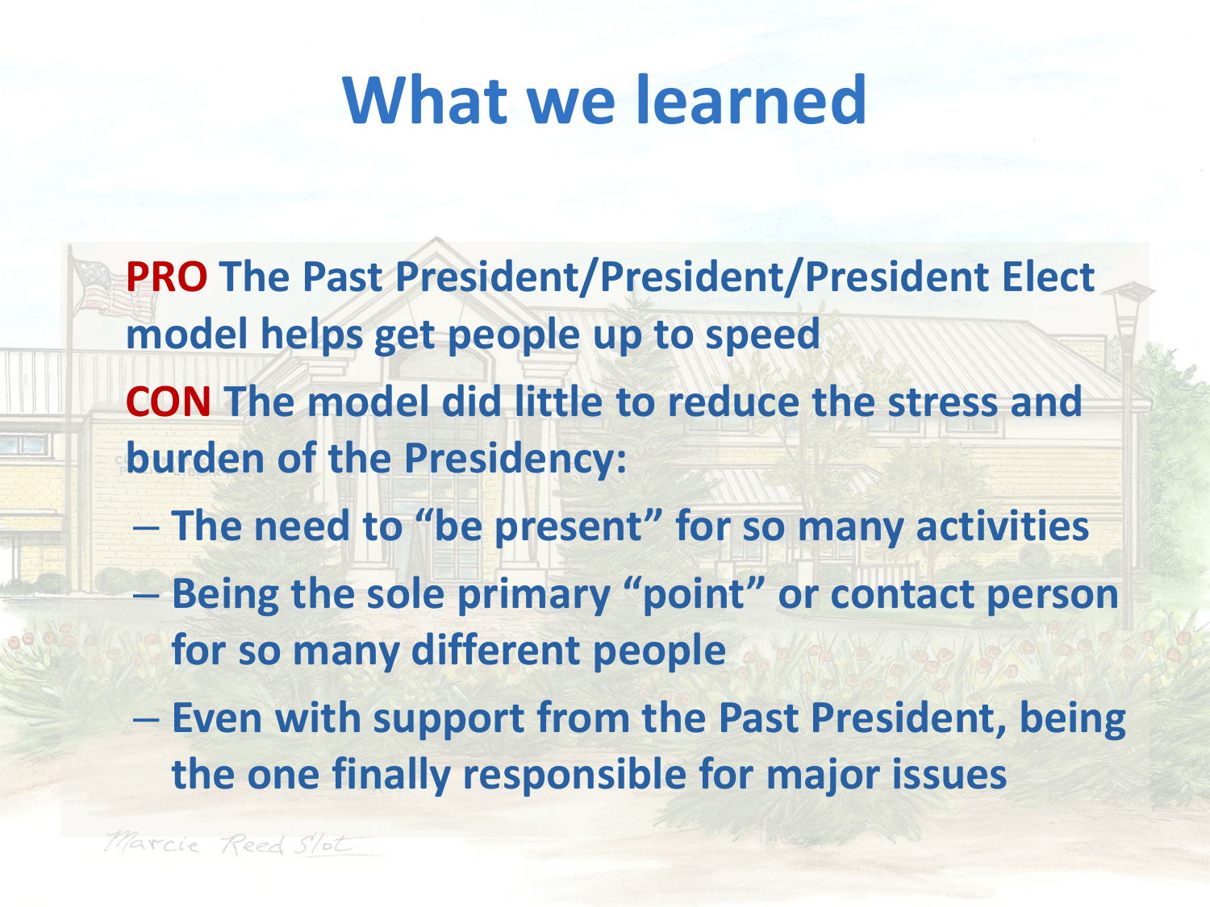# What we learned

**PRO** The Past President/President/President Elect model helps get people up to speed

**CON** The model did little to reduce the stress and burden of the Presidency:

- The need to "be present" for so many activities
- Being the sole primary "point" or contact person for so many different people
- Even with support from the Past President, being the one finally responsible for major issues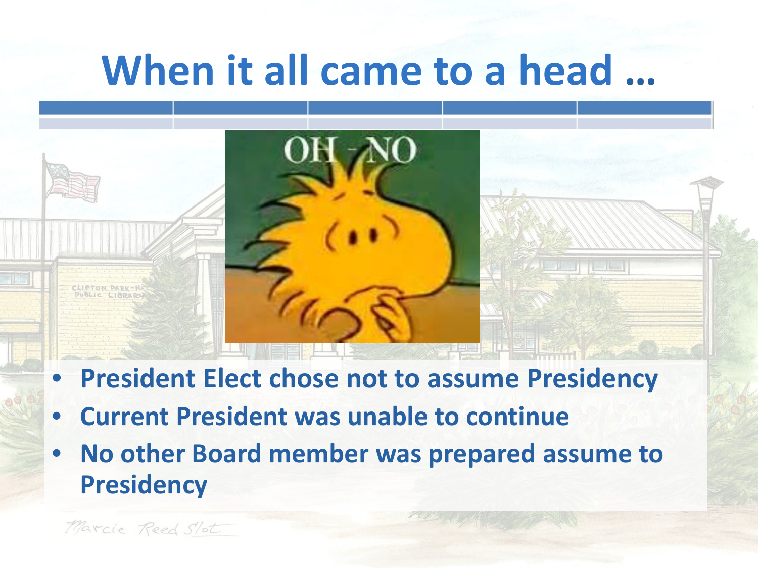# When it all came to a head …

- **President Elect chose not to assume Presidency**
- **Current President was unable to continue**
- **No other Board member was prepared assume to Presidency**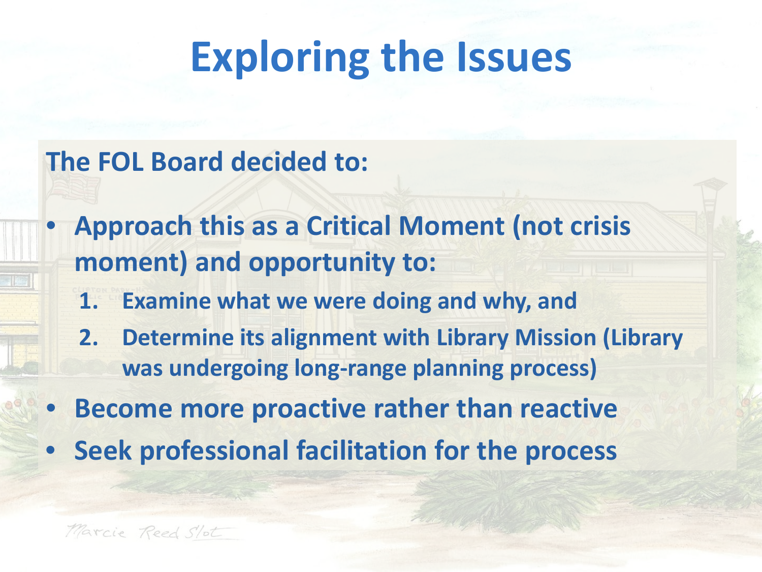# Exploring the Issues

**The FOL Board decided to:**

- **Approach this as a Critical Moment (not crisis moment) and opportunity to:**
  1. **Examine what we were doing and why, and**
  2. **Determine its alignment with Library Mission (Library was undergoing long-range planning process)**
- **Become more proactive rather than reactive**
- **Seek professional facilitation for the process**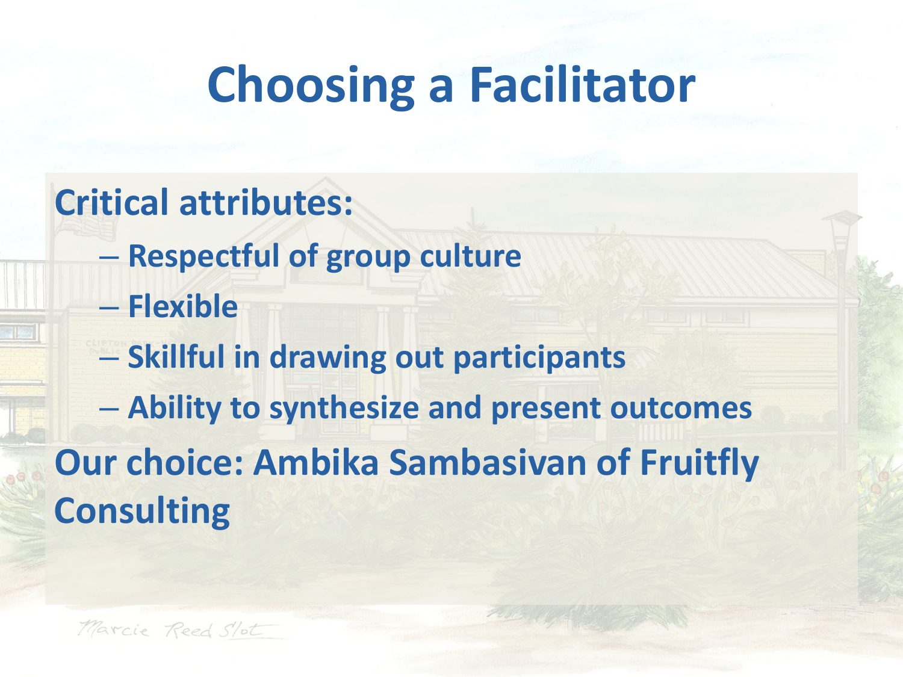# Choosing a Facilitator

**Critical attributes:**

- **Respectful of group culture**
- **Flexible**
- **Skillful in drawing out participants**
- **Ability to synthesize and present outcomes**

**Our choice: Ambika Sambasivan of Fruitfly Consulting**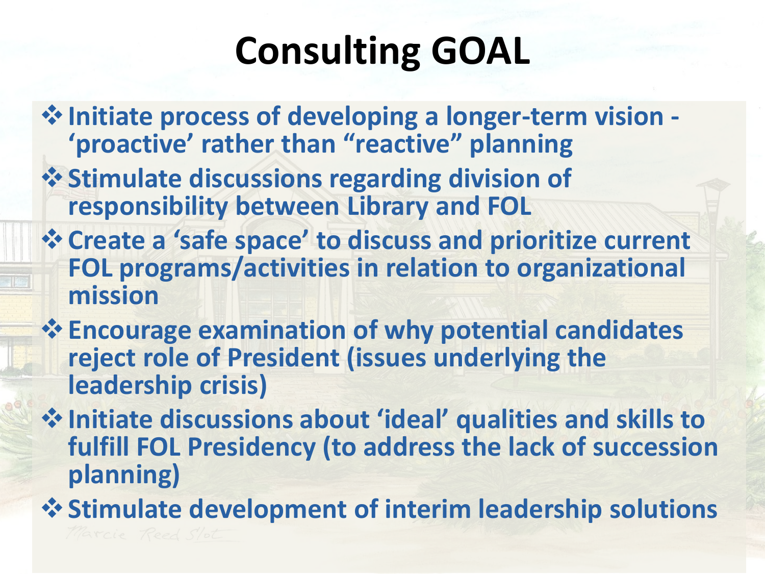# Consulting GOAL

- Initiate process of developing a longer-term vision - 'proactive' rather than "reactive" planning
- Stimulate discussions regarding division of responsibility between Library and FOL
- Create a 'safe space' to discuss and prioritize current FOL programs/activities in relation to organizational mission
- Encourage examination of why potential candidates reject role of President (issues underlying the leadership crisis)
- Initiate discussions about 'ideal' qualities and skills to fulfill FOL Presidency (to address the lack of succession planning)
- Stimulate development of interim leadership solutions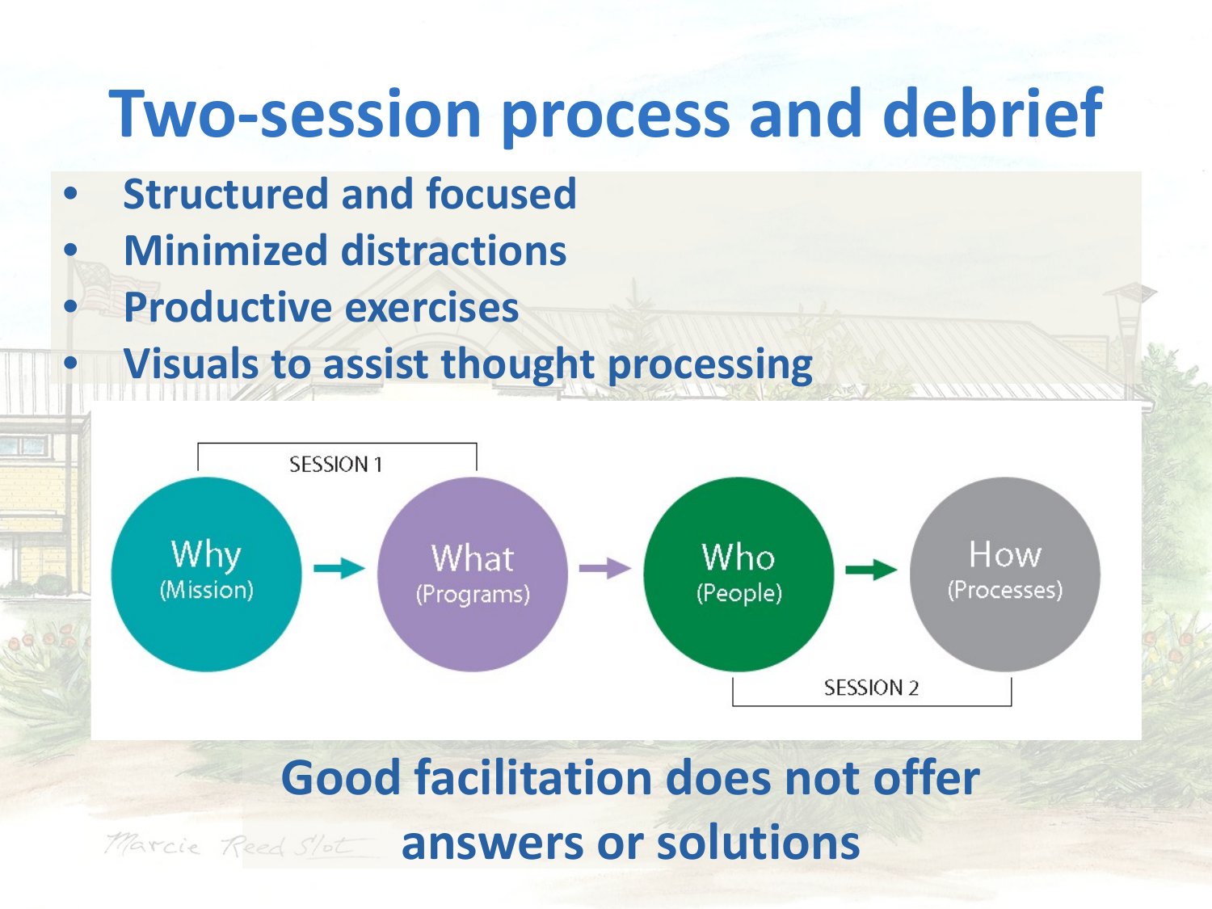# Two-session process and debrief

- **Structured and focused**
- **Minimized distractions**
- **Productive exercises**
- **Visuals to assist thought processing**

SESSION 1

Why (Mission) → What (Programs) → Who (People) → How (Processes)

SESSION 2

**Good facilitation does not offer answers or solutions**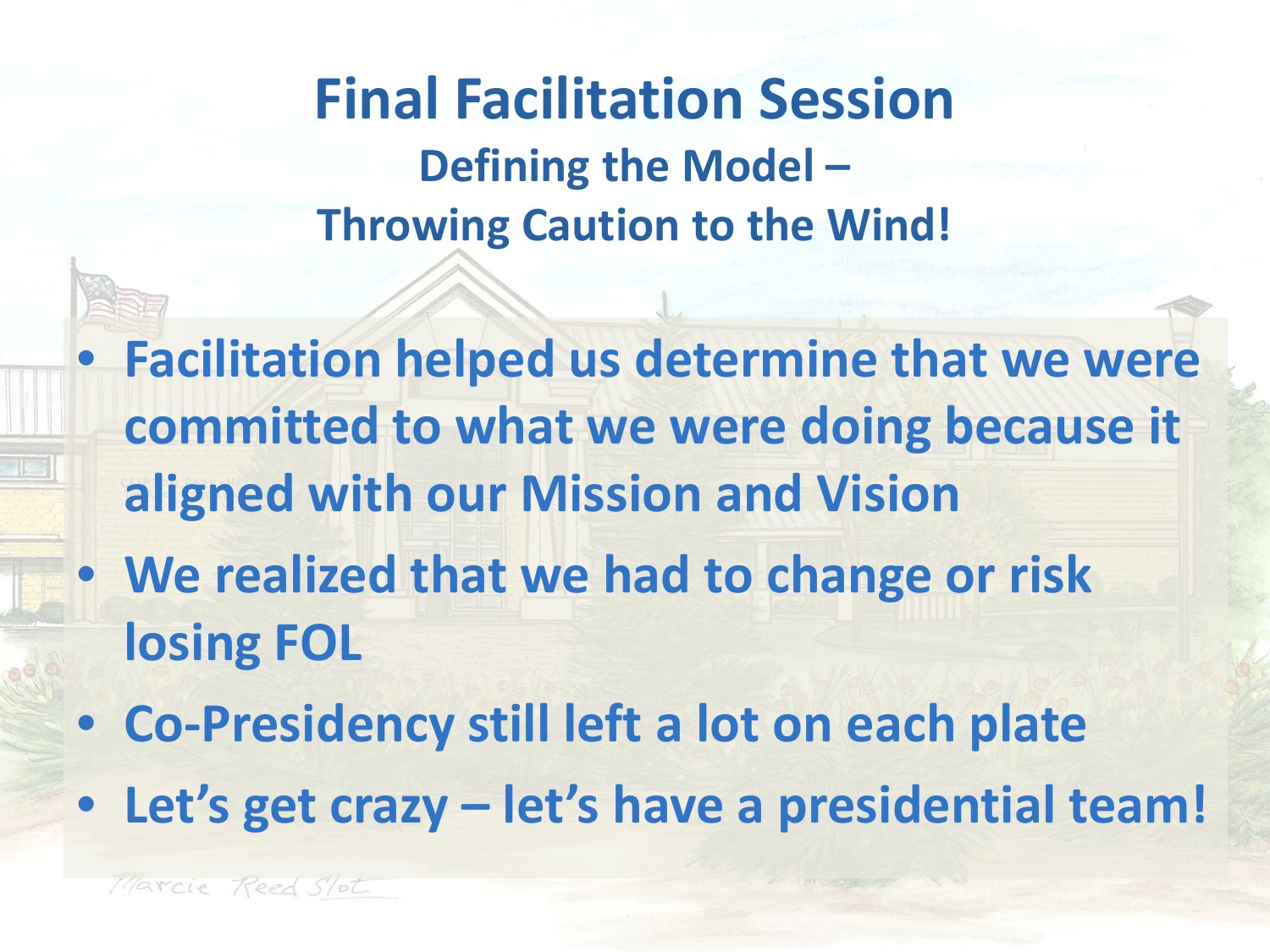# Final Facilitation Session

## Defining the Model – Throwing Caution to the Wind!

- Facilitation helped us determine that we were committed to what we were doing because it aligned with our Mission and Vision
- We realized that we had to change or risk losing FOL
- Co-Presidency still left a lot on each plate
- Let's get crazy – let's have a presidential team!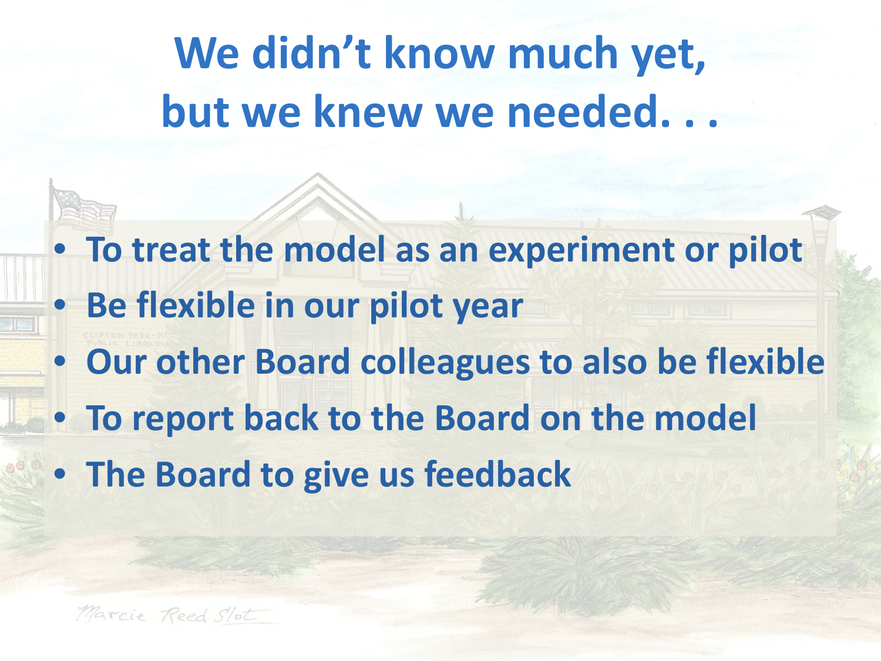# We didn't know much yet, but we knew we needed. . .

- To treat the model as an experiment or pilot
- Be flexible in our pilot year
- Our other Board colleagues to also be flexible
- To report back to the Board on the model
- The Board to give us feedback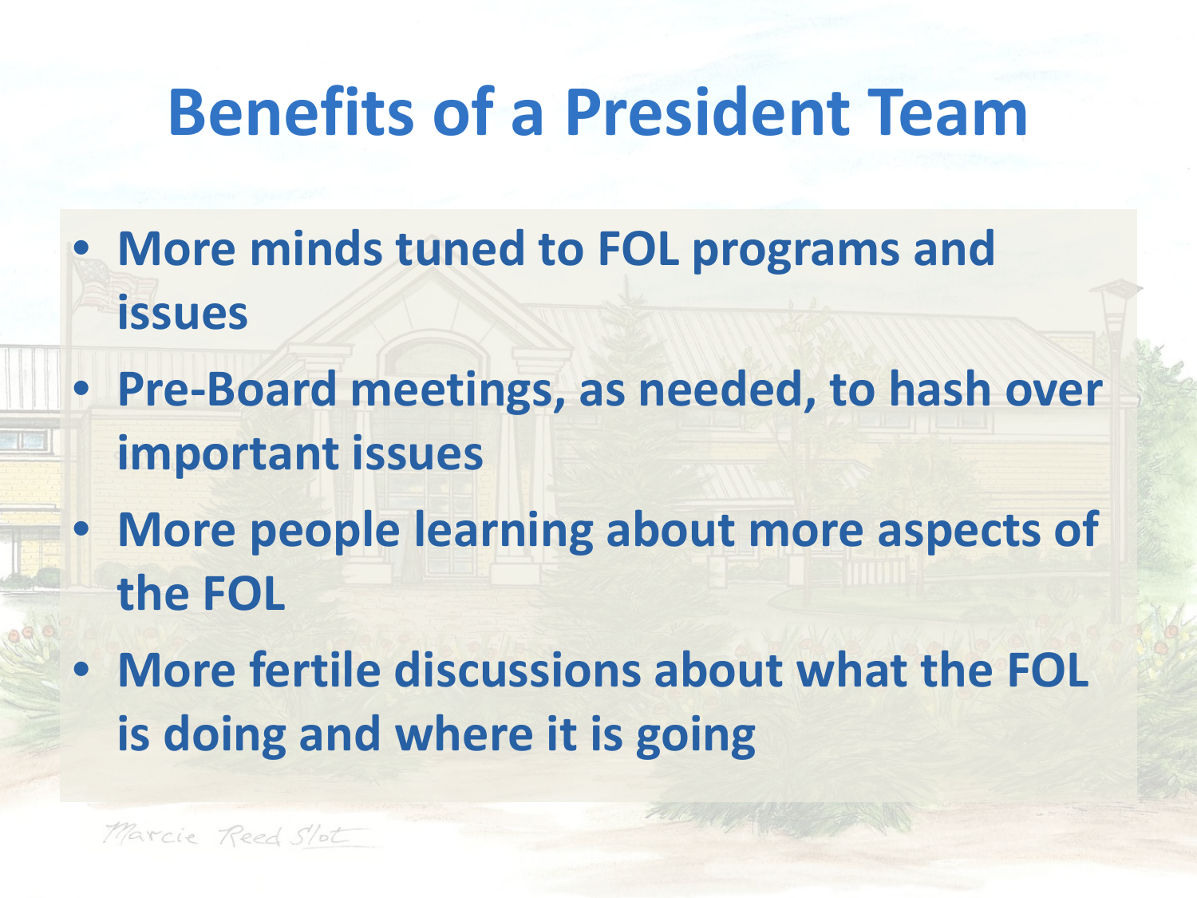# Benefits of a President Team

- More minds tuned to FOL programs and issues
- Pre-Board meetings, as needed, to hash over important issues
- More people learning about more aspects of the FOL
- More fertile discussions about what the FOL is doing and where it is going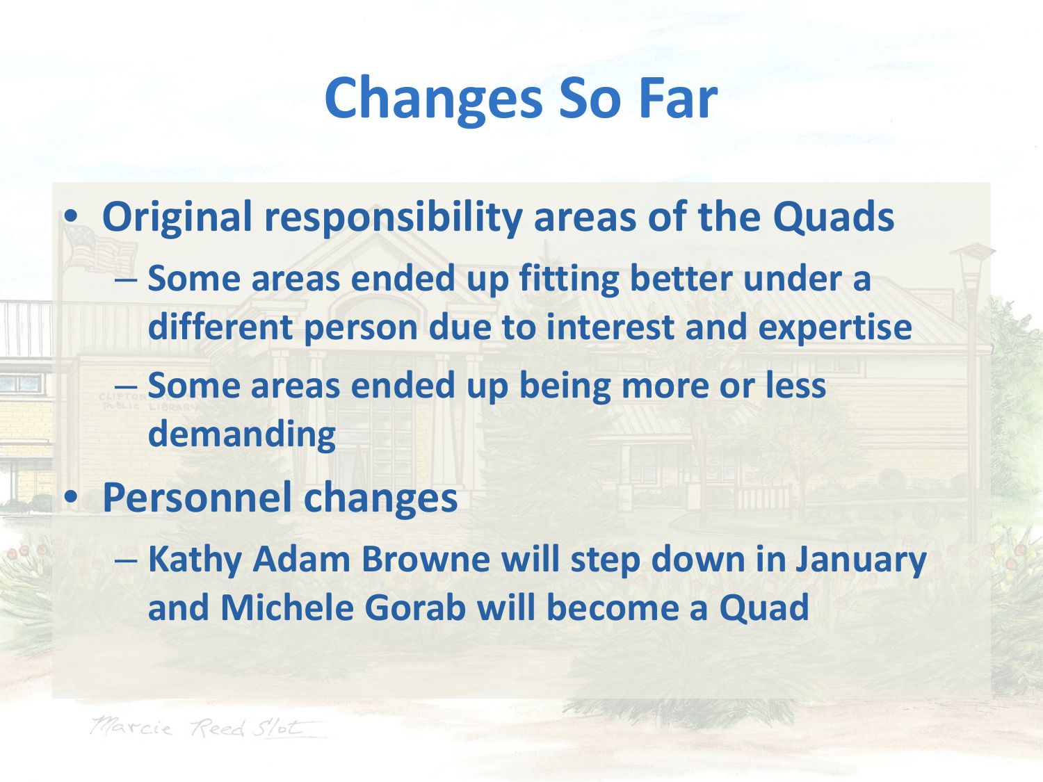# Changes So Far

- **Original responsibility areas of the Quads**
  - **Some areas ended up fitting better under a different person due to interest and expertise**
  - **Some areas ended up being more or less demanding**
- **Personnel changes**
  - **Kathy Adam Browne will step down in January and Michele Gorab will become a Quad**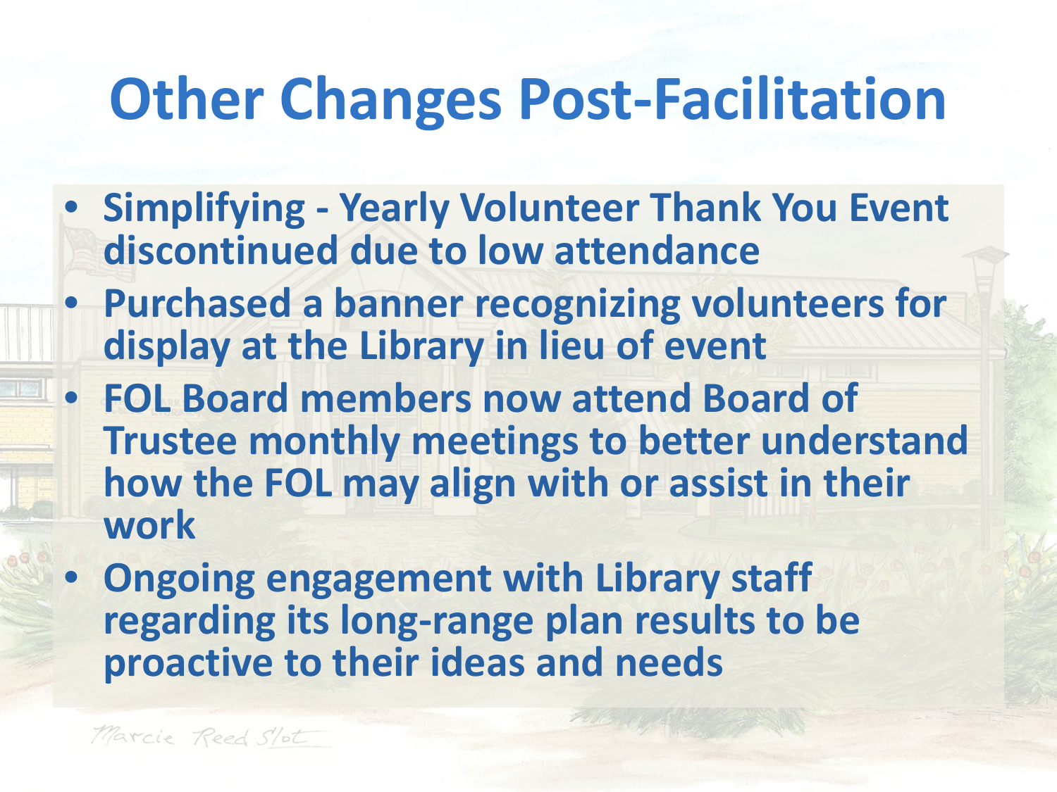# Other Changes Post-Facilitation

- **Simplifying - Yearly Volunteer Thank You Event discontinued due to low attendance**
- **Purchased a banner recognizing volunteers for display at the Library in lieu of event**
- **FOL Board members now attend Board of Trustee monthly meetings to better understand how the FOL may align with or assist in their work**
- **Ongoing engagement with Library staff regarding its long-range plan results to be proactive to their ideas and needs**

Marcie Reed Slot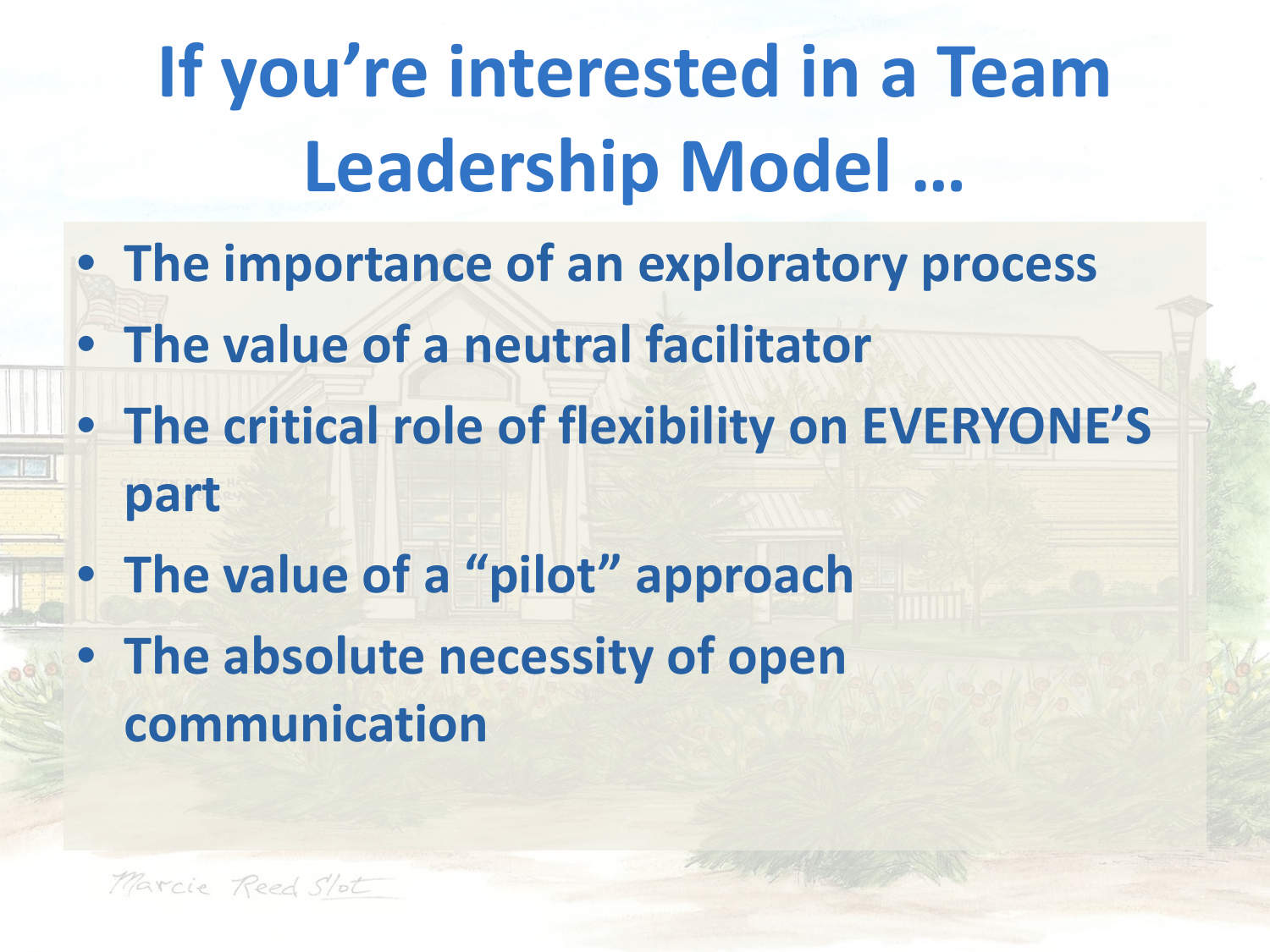# If you're interested in a Team Leadership Model ...

- The importance of an exploratory process
- The value of a neutral facilitator
- The critical role of flexibility on EVERYONE'S part
- The value of a "pilot" approach
- The absolute necessity of open communication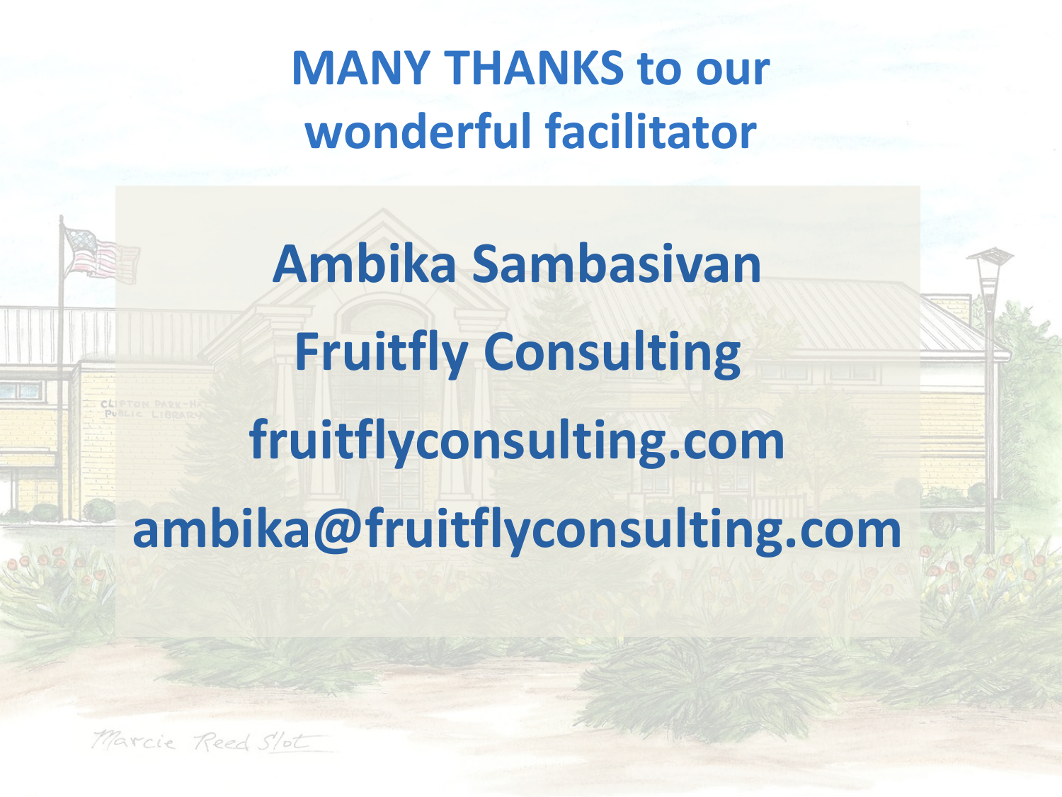# MANY THANKS to our wonderful facilitator

**Ambika Sambasivan**

**Fruitfly Consulting**

**fruitflyconsulting.com**

**ambika@fruitflyconsulting.com**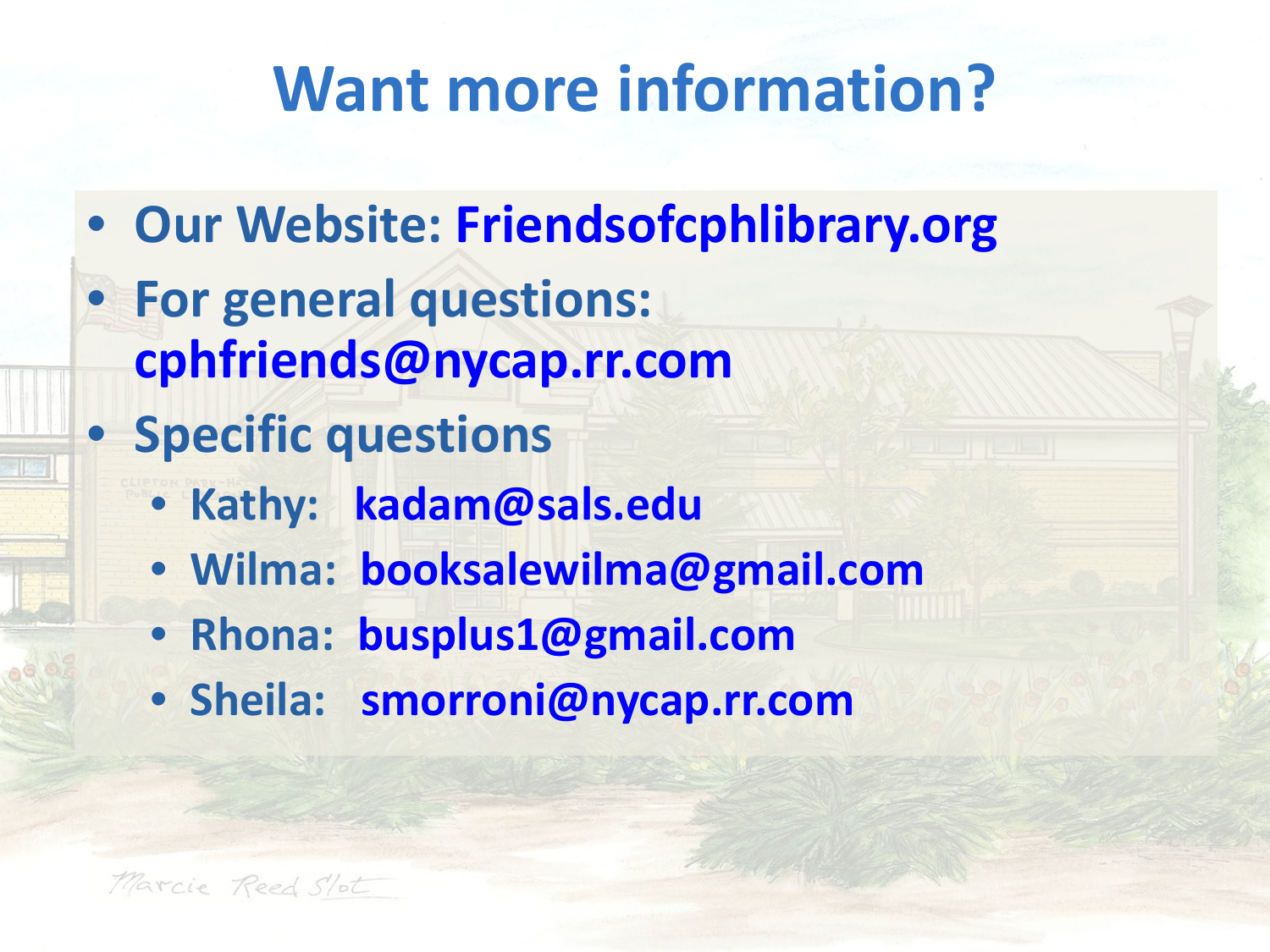# Want more information?

- Our Website: Friendsofcphlibrary.org
- For general questions: cphfriends@nycap.rr.com
- Specific questions
  - Kathy: kadam@sals.edu
  - Wilma: booksalewilma@gmail.com
  - Rhona: busplus1@gmail.com
  - Sheila: smorroni@nycap.rr.com